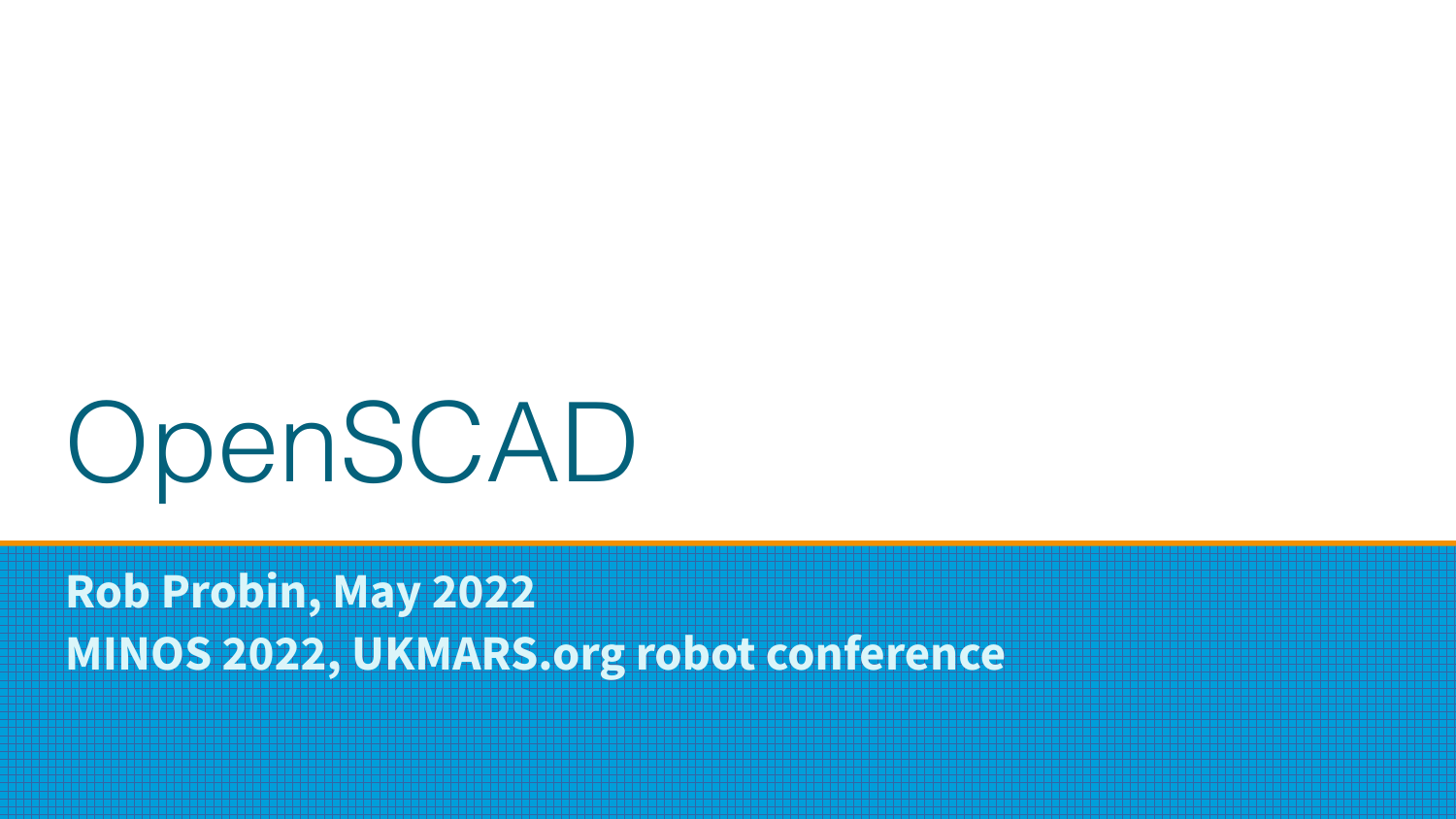# OpenSCAD

**Rob Probin, May 2022**

**MINOS 2022, UKMARS.org robot conference**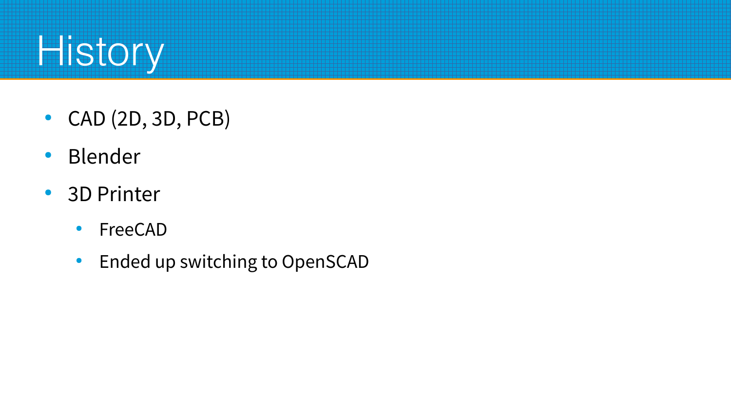# History

- CAD (2D, 3D, PCB)
- Blender
- 3D Printer
  - FreeCAD
  - Ended up switching to OpenSCAD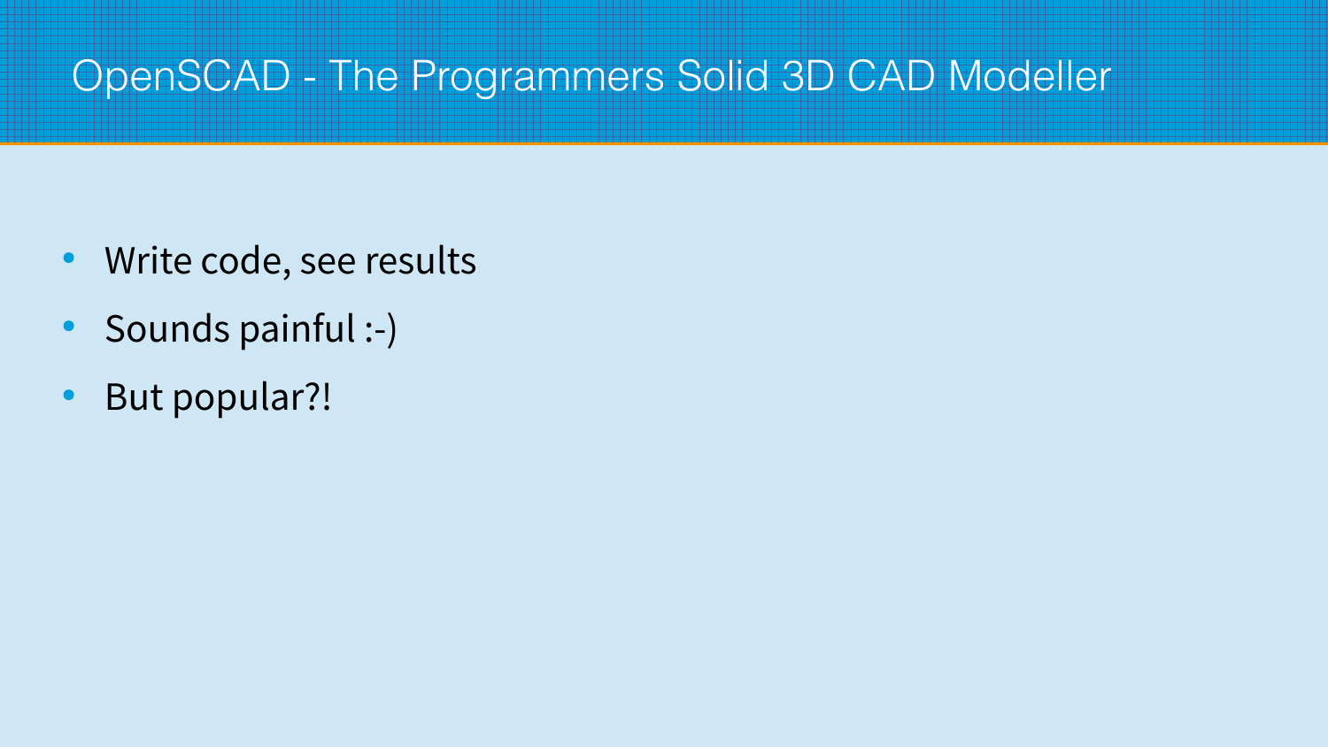# OpenSCAD - The Programmers Solid 3D CAD Modeller

- Write code, see results
- Sounds painful :-)
- But popular?!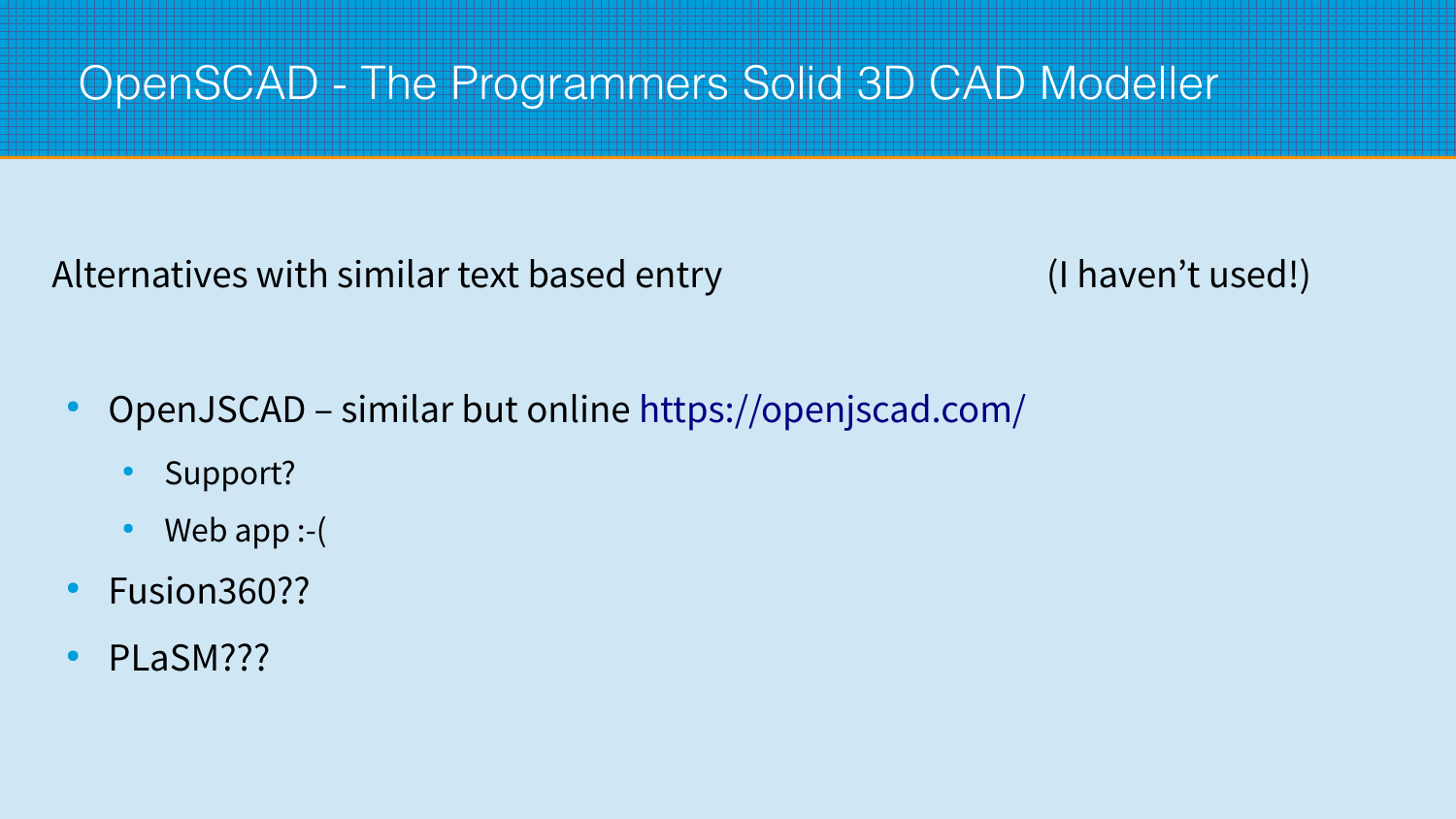# OpenSCAD - The Programmers Solid 3D CAD Modeller

Alternatives with similar text based entry (I haven't used!)

- OpenJSCAD – similar but online https://openjscad.com/
  - Support?
  - Web app :-(
- Fusion360??
- PLaSM???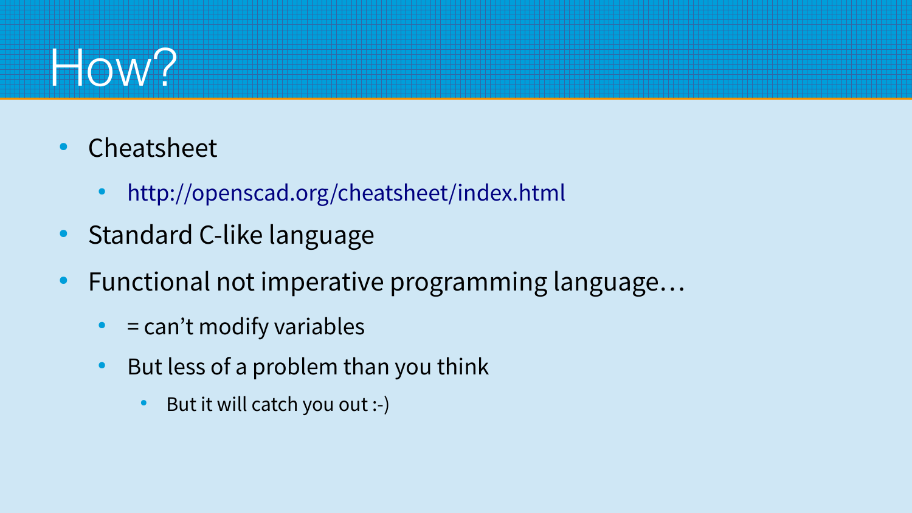# How?

- Cheatsheet
  - http://openscad.org/cheatsheet/index.html
- Standard C-like language
- Functional not imperative programming language…
  - = can't modify variables
  - But less of a problem than you think
    - But it will catch you out :-)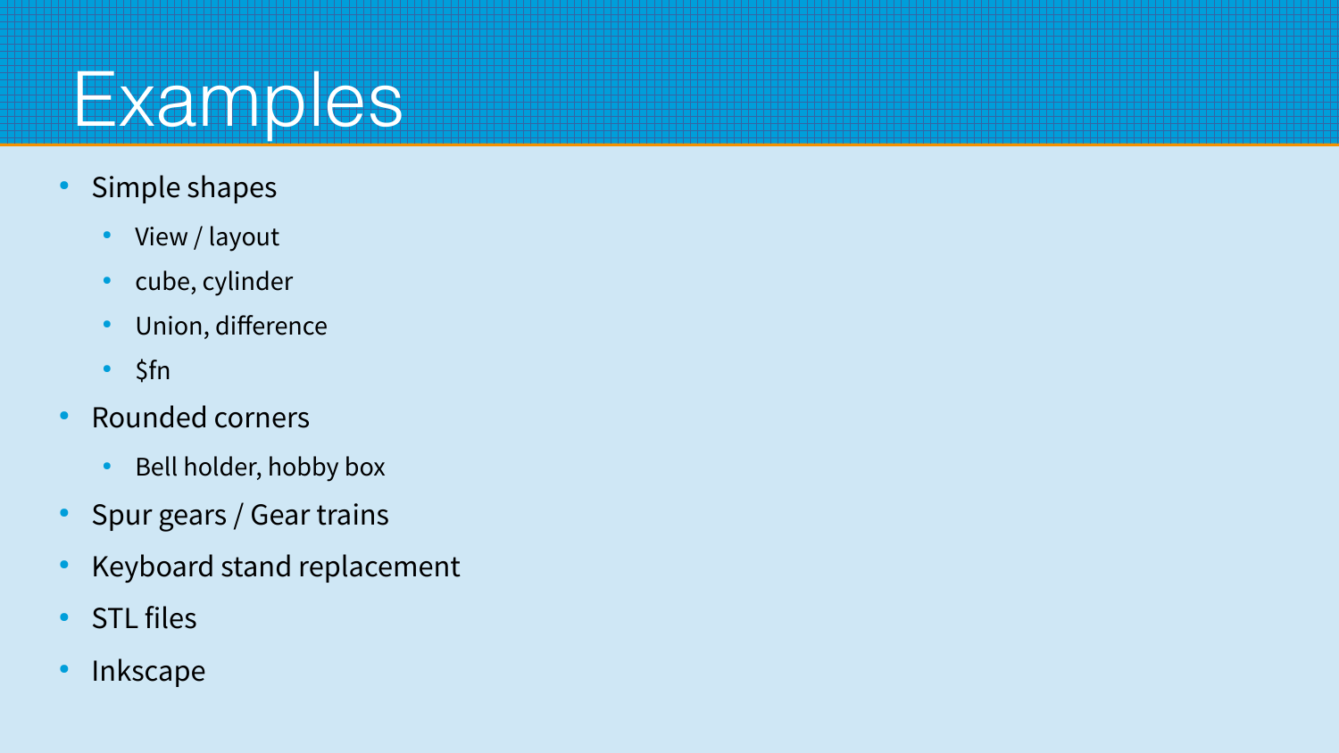# Examples

- Simple shapes
  - View / layout
  - cube, cylinder
  - Union, difference
  - $fn
- Rounded corners
  - Bell holder, hobby box
- Spur gears / Gear trains
- Keyboard stand replacement
- STL files
- Inkscape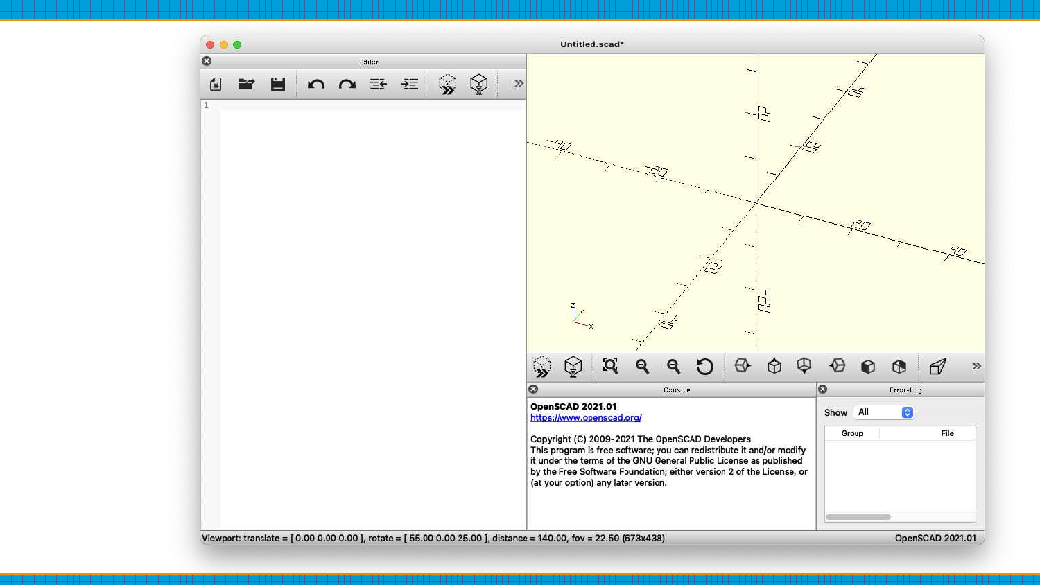Untitled.scad*

Editor

Console

OpenSCAD 2021.01
https://www.openscad.org/

Copyright (C) 2009-2021 The OpenSCAD Developers
This program is free software; you can redistribute it and/or modify it under the terms of the GNU General Public License as published by the Free Software Foundation; either version 2 of the License, or (at your option) any later version.

Error-Log

Show All

| Group | File |
|---|---|

Viewport: translate = [ 0.00 0.00 0.00 ], rotate = [ 55.00 0.00 25.00 ], distance = 140.00, fov = 22.50 (673x438)

OpenSCAD 2021.01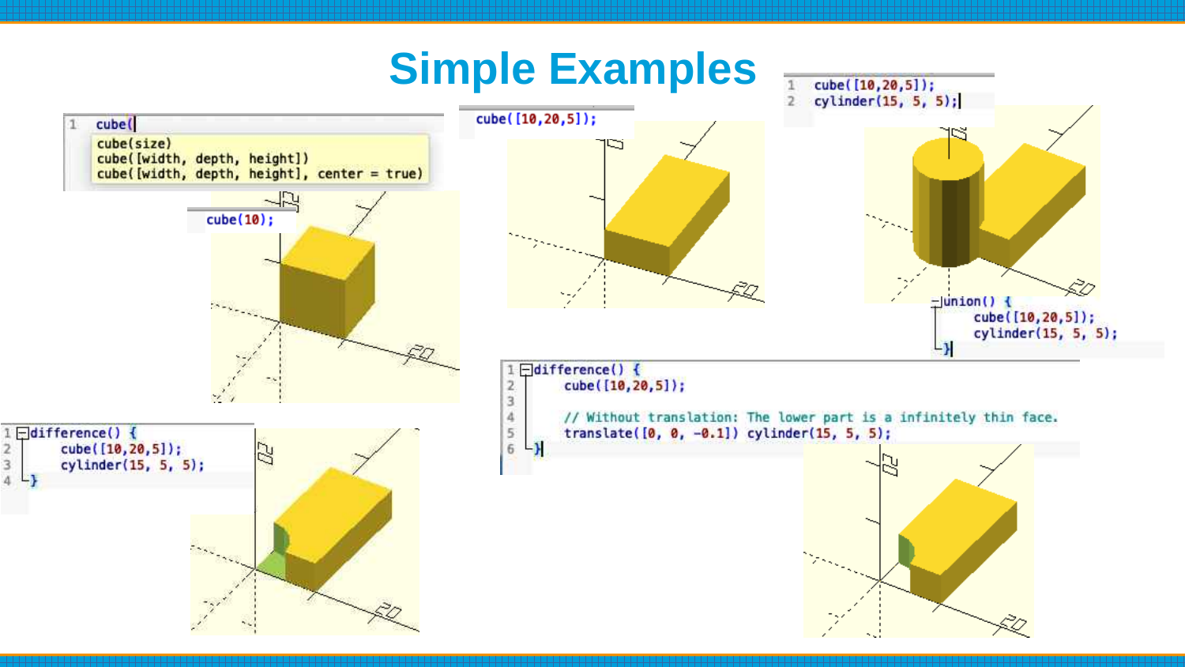# Simple Examples

```
cube(
cube(size)
cube([width, depth, height])
cube([width, depth, height], center = true)
```

```
cube(10);
```

```
cube([10,20,5]);
```

```
cube([10,20,5]);
cylinder(15, 5, 5);
```

```
union() {
    cube([10,20,5]);
    cylinder(15, 5, 5);
}
```

```
difference() {
    cube([10,20,5]);
    cylinder(15, 5, 5);
}
```

```
difference() {
    cube([10,20,5]);

    // Without translation: The lower part is a infinitely thin face.
    translate([0, 0, -0.1]) cylinder(15, 5, 5);
}
```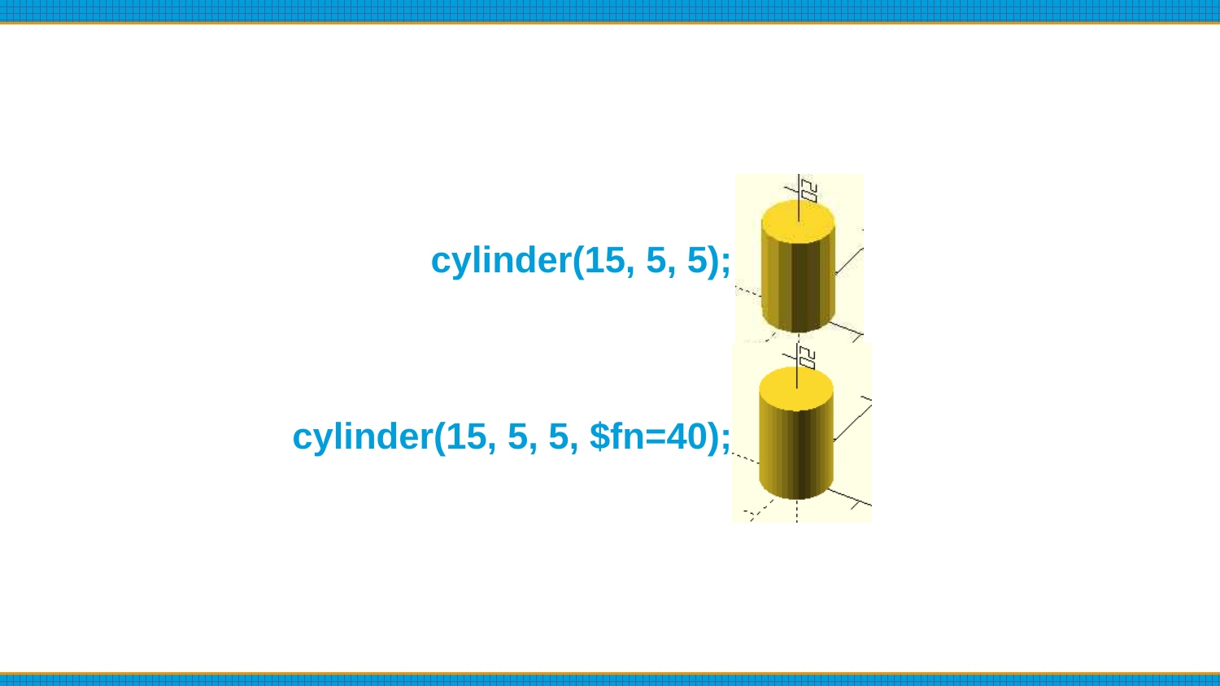```
cylinder(15, 5, 5);
```

```
cylinder(15, 5, 5, $fn=40);
```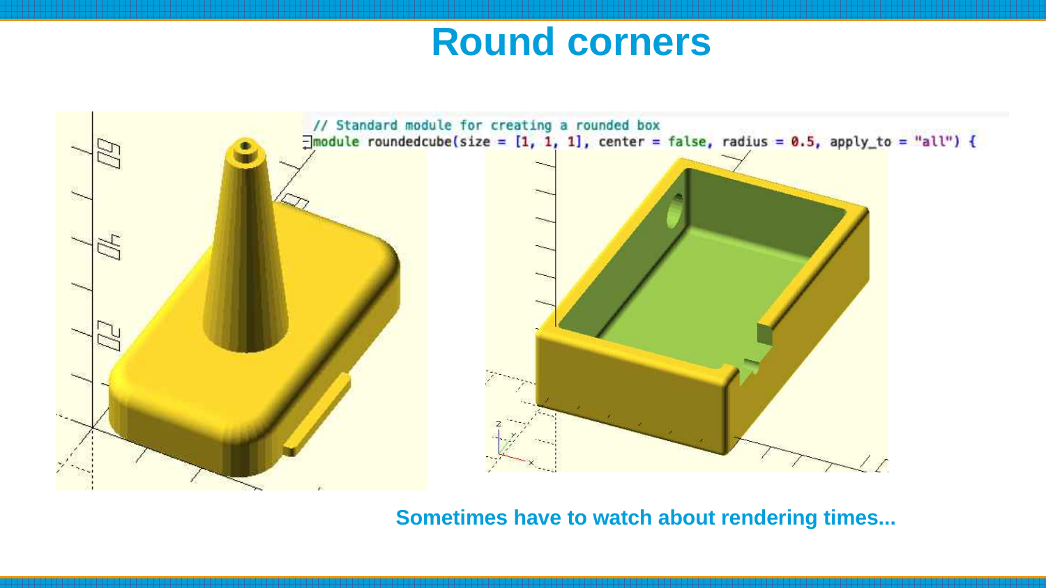# Round corners

```
// Standard module for creating a rounded box
module roundedcube(size = [1, 1, 1], center = false, radius = 0.5, apply_to = "all") {
```

**Sometimes have to watch about rendering times...**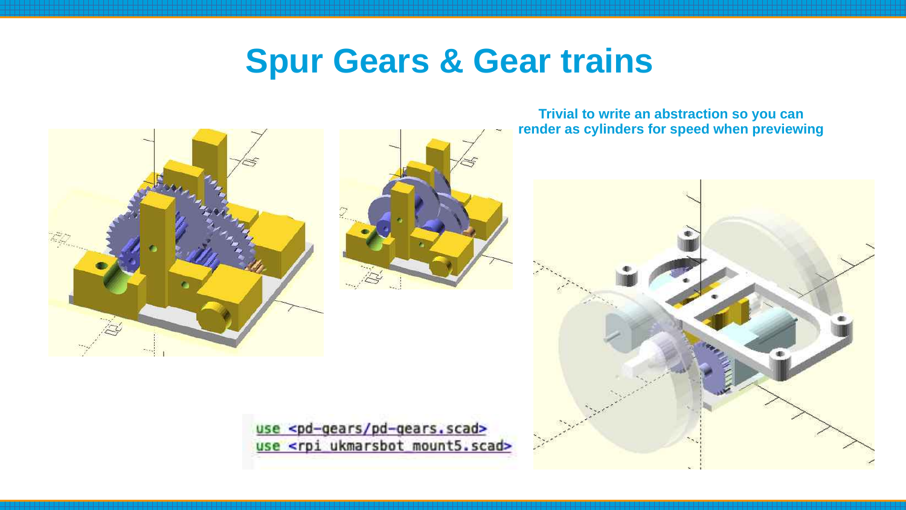# Spur Gears & Gear trains

**Trivial to write an abstraction so you can render as cylinders for speed when previewing**

```
use <pd-gears/pd-gears.scad>
use <rpi_ukmarsbot_mount5.scad>
```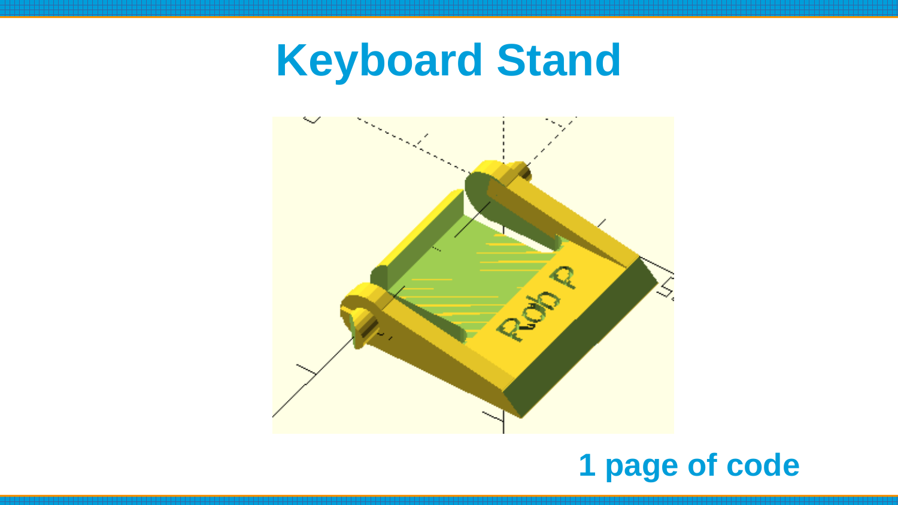# Keyboard Stand

**1 page of code**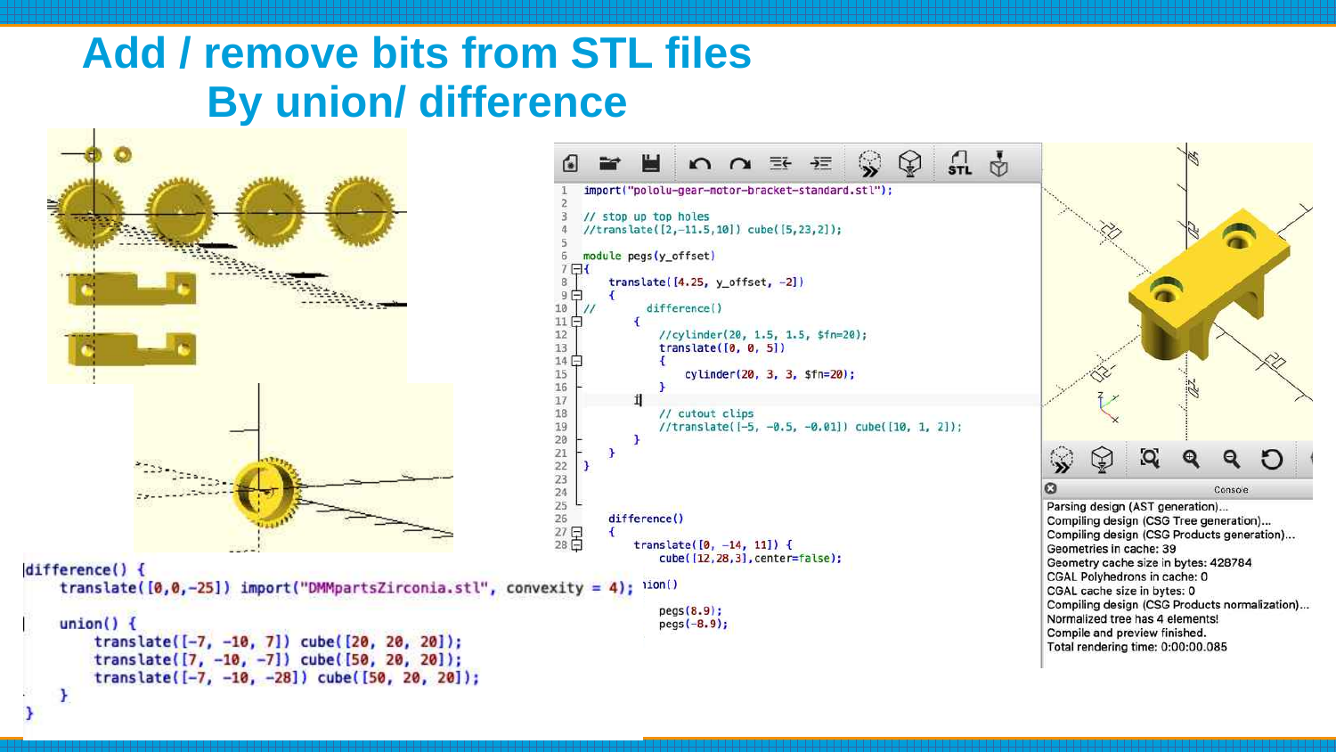# Add / remove bits from STL files
## By union/ difference

```
import("pololu-gear-motor-bracket-standard.stl");

// stop up top holes
//translate([2,-11.5,10]) cube([5,23,2]);

module pegs(y_offset)
{
    translate([4.25, y_offset, -2])
    {
//      difference()
        {
            //cylinder(20, 1.5, 1.5, $fn=20);
            translate([0, 0, 5])
            {
                cylinder(20, 3, 3, $fn=20);
            }
        }

            // cutout clips
            //translate([-5, -0.5, -0.01]) cube([10, 1, 2]);
        }
    }
}


    difference()
    {
        translate([0, -14, 11]) {
            cube([12,28,3],center=false);
```

```
union()
            pegs(8.9);
            pegs(-8.9);
```

```
Parsing design (AST generation)...
Compiling design (CSG Tree generation)...
Compiling design (CSG Products generation)...
Geometries in cache: 39
Geometry cache size in bytes: 428784
CGAL Polyhedrons in cache: 0
CGAL cache size in bytes: 0
Compiling design (CSG Products normalization)...
Normalized tree has 4 elements!
Compile and preview finished.
Total rendering time: 0:00:00.085
```

```
difference() {
    translate([0,0,-25]) import("DMMpartsZirconia.stl", convexity = 4);

    union() {
        translate([-7, -10, 7]) cube([20, 20, 20]);
        translate([7, -10, -7]) cube([50, 20, 20]);
        translate([-7, -10, -28]) cube([50, 20, 20]);
    }
}
```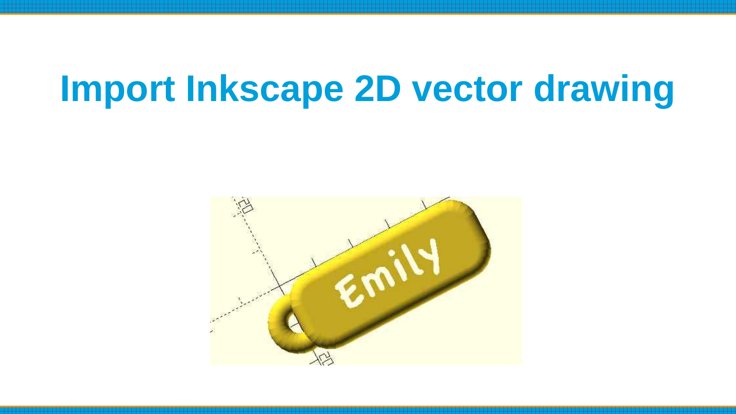# Import Inkscape 2D vector drawing